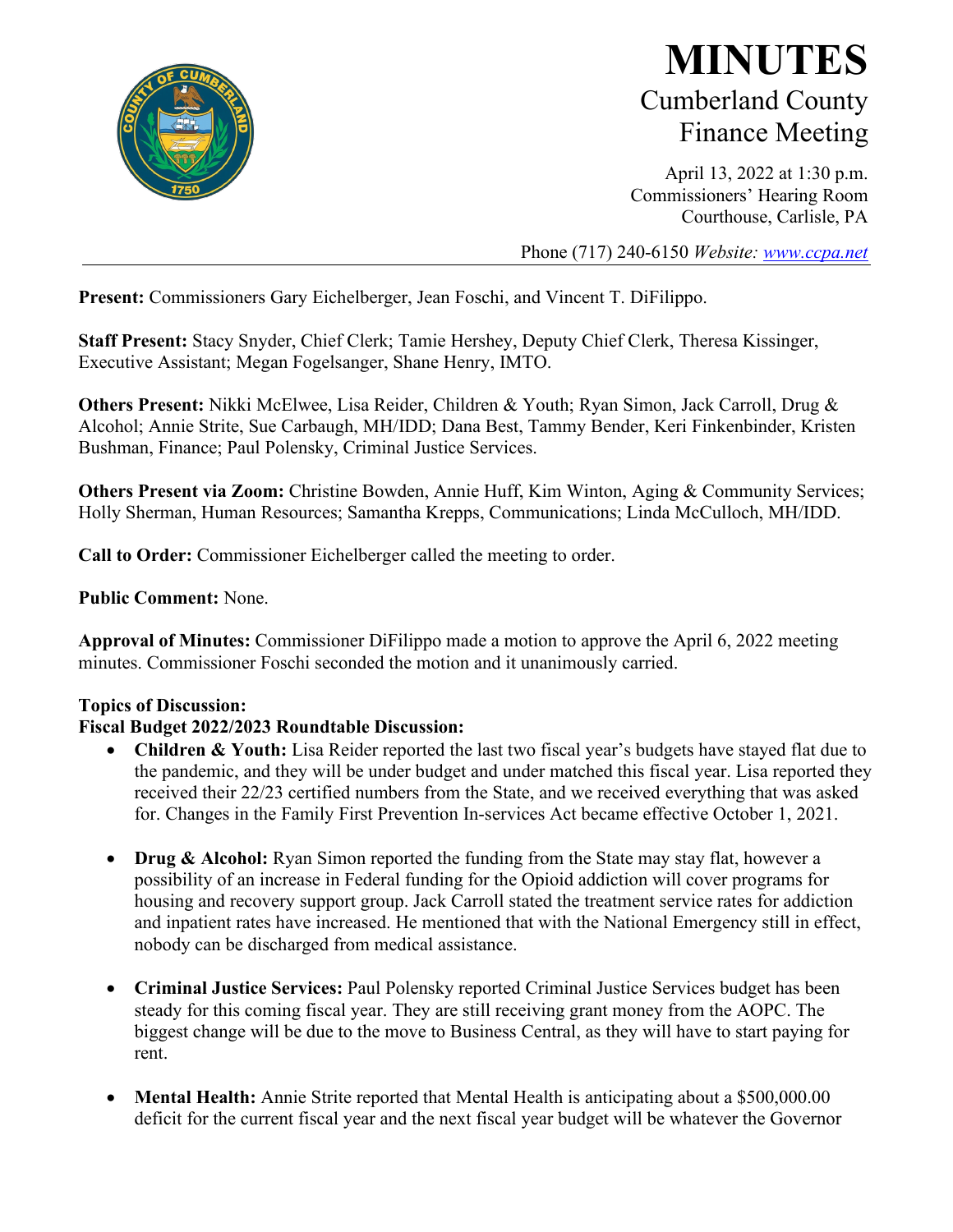# MINUTES

## Cumberland County Finance Meeting

April 13, 2022 at 1:30 p.m.
Commissioners' Hearing Room
Courthouse, Carlisle, PA

Phone (717) 240-6150 *Website: www.ccpa.net*

---

**Present:** Commissioners Gary Eichelberger, Jean Foschi, and Vincent T. DiFilippo.

**Staff Present:** Stacy Snyder, Chief Clerk; Tamie Hershey, Deputy Chief Clerk, Theresa Kissinger, Executive Assistant; Megan Fogelsanger, Shane Henry, IMTO.

**Others Present:** Nikki McElwee, Lisa Reider, Children & Youth; Ryan Simon, Jack Carroll, Drug & Alcohol; Annie Strite, Sue Carbaugh, MH/IDD; Dana Best, Tammy Bender, Keri Finkenbinder, Kristen Bushman, Finance; Paul Polensky, Criminal Justice Services.

**Others Present via Zoom:** Christine Bowden, Annie Huff, Kim Winton, Aging & Community Services; Holly Sherman, Human Resources; Samantha Krepps, Communications; Linda McCulloch, MH/IDD.

**Call to Order:** Commissioner Eichelberger called the meeting to order.

**Public Comment:** None.

**Approval of Minutes:** Commissioner DiFilippo made a motion to approve the April 6, 2022 meeting minutes. Commissioner Foschi seconded the motion and it unanimously carried.

**Topics of Discussion:**
**Fiscal Budget 2022/2023 Roundtable Discussion:**

- **Children & Youth:** Lisa Reider reported the last two fiscal year's budgets have stayed flat due to the pandemic, and they will be under budget and under matched this fiscal year. Lisa reported they received their 22/23 certified numbers from the State, and we received everything that was asked for. Changes in the Family First Prevention In-services Act became effective October 1, 2021.

- **Drug & Alcohol:** Ryan Simon reported the funding from the State may stay flat, however a possibility of an increase in Federal funding for the Opioid addiction will cover programs for housing and recovery support group. Jack Carroll stated the treatment service rates for addiction and inpatient rates have increased. He mentioned that with the National Emergency still in effect, nobody can be discharged from medical assistance.

- **Criminal Justice Services:** Paul Polensky reported Criminal Justice Services budget has been steady for this coming fiscal year. They are still receiving grant money from the AOPC. The biggest change will be due to the move to Business Central, as they will have to start paying for rent.

- **Mental Health:** Annie Strite reported that Mental Health is anticipating about a $500,000.00 deficit for the current fiscal year and the next fiscal year budget will be whatever the Governor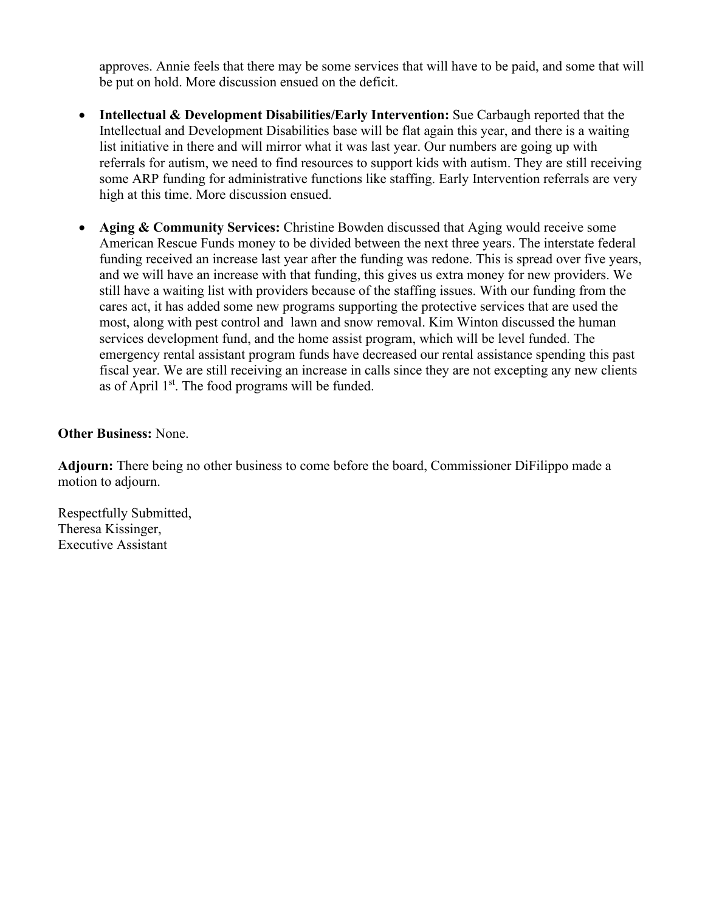approves. Annie feels that there may be some services that will have to be paid, and some that will be put on hold. More discussion ensued on the deficit.

- **Intellectual & Development Disabilities/Early Intervention:** Sue Carbaugh reported that the Intellectual and Development Disabilities base will be flat again this year, and there is a waiting list initiative in there and will mirror what it was last year. Our numbers are going up with referrals for autism, we need to find resources to support kids with autism. They are still receiving some ARP funding for administrative functions like staffing. Early Intervention referrals are very high at this time. More discussion ensued.

- **Aging & Community Services:** Christine Bowden discussed that Aging would receive some American Rescue Funds money to be divided between the next three years. The interstate federal funding received an increase last year after the funding was redone. This is spread over five years, and we will have an increase with that funding, this gives us extra money for new providers. We still have a waiting list with providers because of the staffing issues. With our funding from the cares act, it has added some new programs supporting the protective services that are used the most, along with pest control and lawn and snow removal. Kim Winton discussed the human services development fund, and the home assist program, which will be level funded. The emergency rental assistant program funds have decreased our rental assistance spending this past fiscal year. We are still receiving an increase in calls since they are not excepting any new clients as of April 1st. The food programs will be funded.

**Other Business:** None.

**Adjourn:** There being no other business to come before the board, Commissioner DiFilippo made a motion to adjourn.

Respectfully Submitted,
Theresa Kissinger,
Executive Assistant